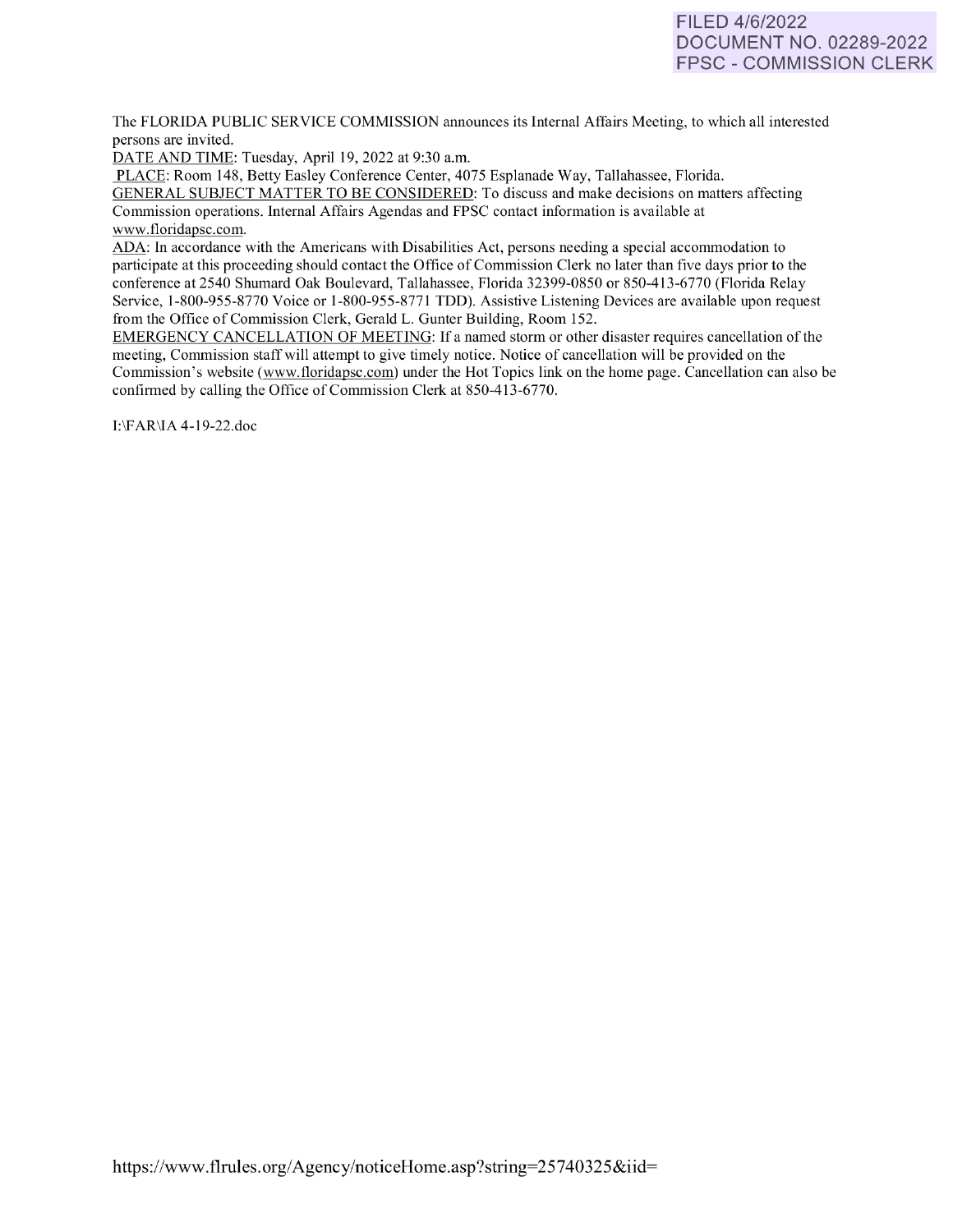FILED 4/6/2022
DOCUMENT NO. 02289-2022
FPSC - COMMISSION CLERK

The FLORIDA PUBLIC SERVICE COMMISSION announces its Internal Affairs Meeting, to which all interested persons are invited.

DATE AND TIME: Tuesday, April 19, 2022 at 9:30 a.m.

PLACE: Room 148, Betty Easley Conference Center, 4075 Esplanade Way, Tallahassee, Florida.

GENERAL SUBJECT MATTER TO BE CONSIDERED: To discuss and make decisions on matters affecting Commission operations. Internal Affairs Agendas and FPSC contact information is available at www.floridapsc.com.

ADA: In accordance with the Americans with Disabilities Act, persons needing a special accommodation to participate at this proceeding should contact the Office of Commission Clerk no later than five days prior to the conference at 2540 Shumard Oak Boulevard, Tallahassee, Florida 32399-0850 or 850-413-6770 (Florida Relay Service, 1-800-955-8770 Voice or 1-800-955-8771 TDD). Assistive Listening Devices are available upon request from the Office of Commission Clerk, Gerald L. Gunter Building, Room 152.

EMERGENCY CANCELLATION OF MEETING: If a named storm or other disaster requires cancellation of the meeting, Commission staff will attempt to give timely notice. Notice of cancellation will be provided on the Commission's website (www.floridapsc.com) under the Hot Topics link on the home page. Cancellation can also be confirmed by calling the Office of Commission Clerk at 850-413-6770.

I:\FAR\IA 4-19-22.doc

https://www.flrules.org/Agency/noticeHome.asp?string=25740325&iid=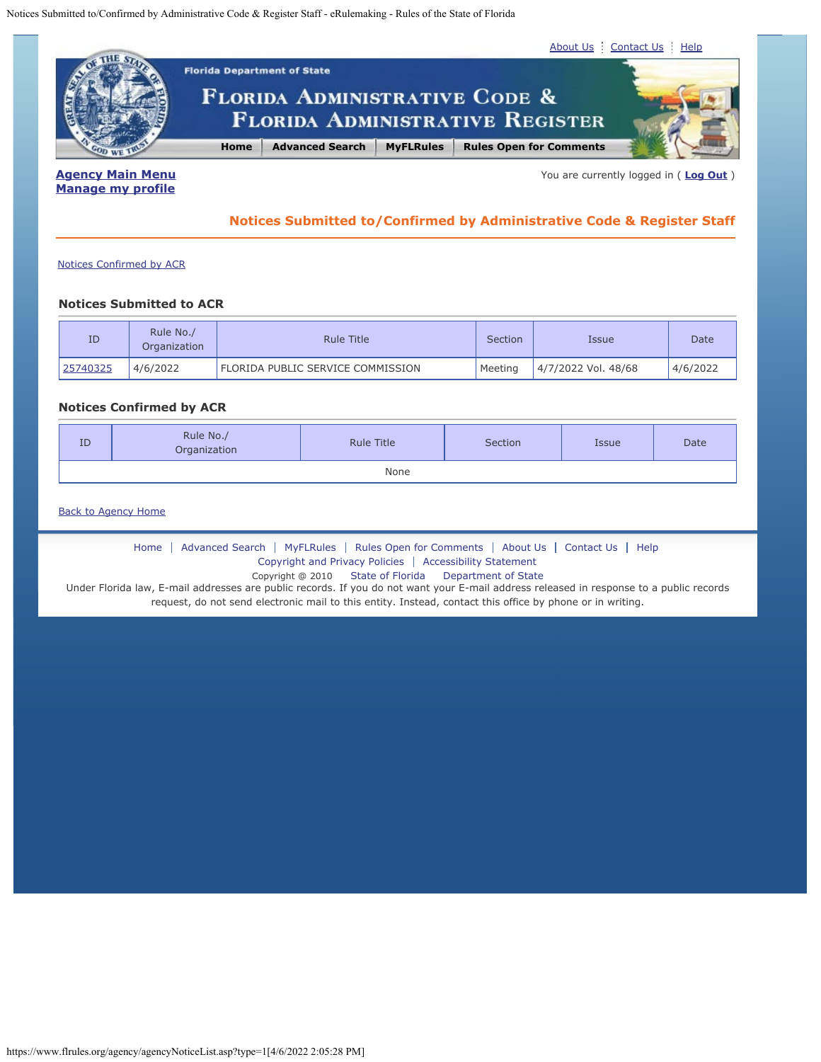[About Us](#) | [Contact Us](#) | [Help](#)

Florida Department of State

# Florida Administrative Code & Florida Administrative Register

Home | Advanced Search | MyFLRules | Rules Open for Comments

**Agency Main Menu**
**Manage my profile**

You are currently logged in ( **Log Out** )

## Notices Submitted to/Confirmed by Administrative Code & Register Staff

Notices Confirmed by ACR

### Notices Submitted to ACR

| ID | Rule No./ Organization | Rule Title | Section | Issue | Date |
|---|---|---|---|---|---|
| 25740325 | 4/6/2022 | FLORIDA PUBLIC SERVICE COMMISSION | Meeting | 4/7/2022 Vol. 48/68 | 4/6/2022 |

### Notices Confirmed by ACR

| ID | Rule No./ Organization | Rule Title | Section | Issue | Date |
|---|---|---|---|---|---|
| None | | | | | |

Back to Agency Home

Home | Advanced Search | MyFLRules | Rules Open for Comments | About Us | Contact Us | Help
Copyright and Privacy Policies | Accessibility Statement
Copyright @ 2010 State of Florida Department of State
Under Florida law, E-mail addresses are public records. If you do not want your E-mail address released in response to a public records request, do not send electronic mail to this entity. Instead, contact this office by phone or in writing.